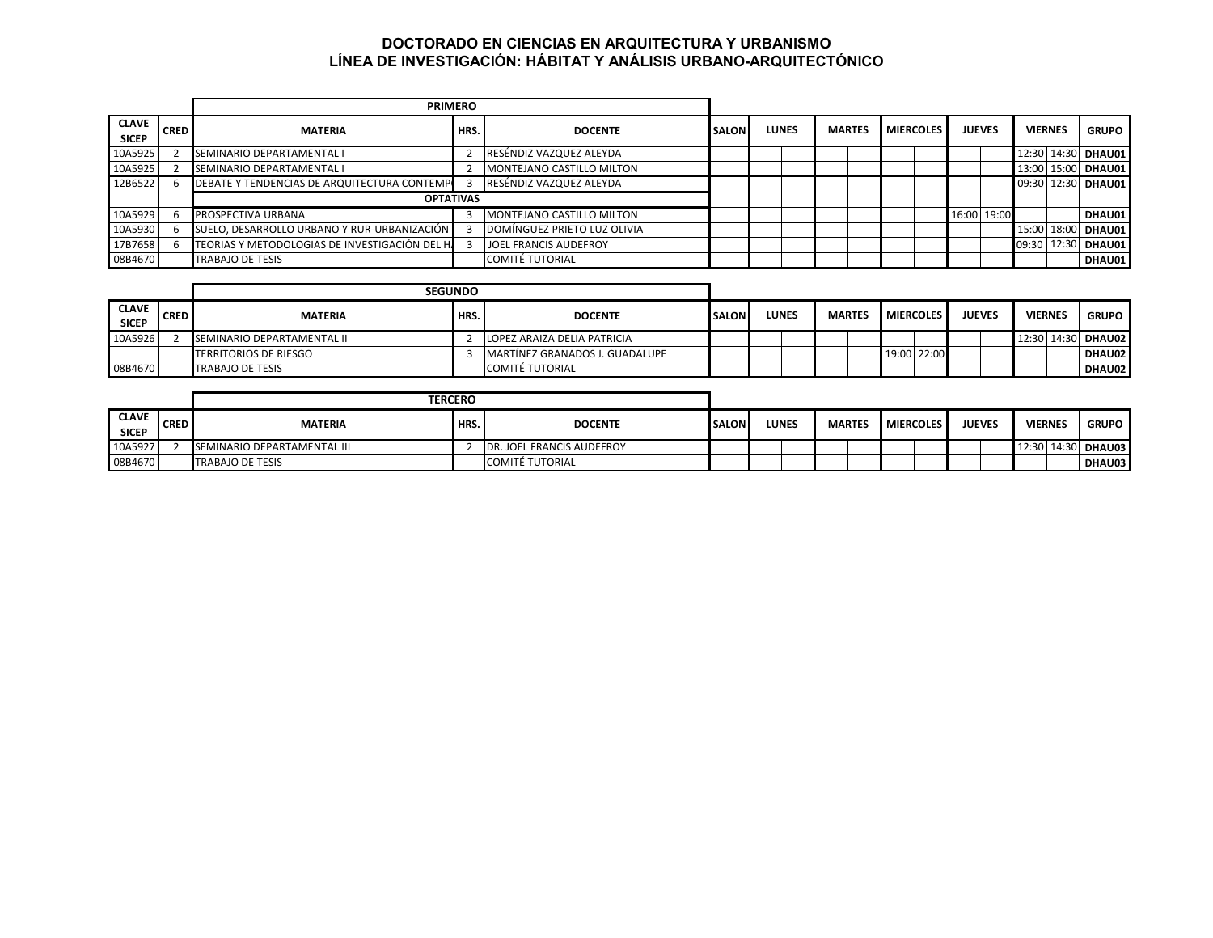## DOCTORADO EN CIENCIAS EN ARQUITECTURA Y URBANISMO
## LÍNEA DE INVESTIGACIÓN: HÁBITAT Y ANÁLISIS URBANO-ARQUITECTÓNICO

| CLAVE SICEP | CRED | MATERIA | HRS. | DOCENTE | SALON | LUNES | | MARTES | | MIERCOLES | | JUEVES | | VIERNES | | GRUPO |
|---|---|---|---|---|---|---|---|---|---|---|---|---|---|---|---|---|
| | | **PRIMERO** | | | | | | | | | | | | | | |
| 10A5925 | 2 | SEMINARIO DEPARTAMENTAL I | 2 | RESÉNDIZ VAZQUEZ ALEYDA | | | | | | | | | | 12:30 | 14:30 | DHAU01 |
| 10A5925 | 2 | SEMINARIO DEPARTAMENTAL I | 2 | MONTEJANO CASTILLO MILTON | | | | | | | | | | 13:00 | 15:00 | DHAU01 |
| 12B6522 | 6 | DEBATE Y TENDENCIAS DE ARQUITECTURA CONTEMP | 3 | RESÉNDIZ VAZQUEZ ALEYDA | | | | | | | | | | 09:30 | 12:30 | DHAU01 |
| | | **OPTATIVAS** | | | | | | | | | | | | | | |
| 10A5929 | 6 | PROSPECTIVA URBANA | 3 | MONTEJANO CASTILLO MILTON | | | | | | | | 16:00 | 19:00 | | | DHAU01 |
| 10A5930 | 6 | SUELO, DESARROLLO URBANO Y RUR-URBANIZACIÓN | 3 | DOMÍNGUEZ PRIETO LUZ OLIVIA | | | | | | | | | | 15:00 | 18:00 | DHAU01 |
| 17B7658 | 6 | TEORIAS Y METODOLOGIAS DE INVESTIGACIÓN DEL H | 3 | JOEL FRANCIS AUDEFROY | | | | | | | | | | 09:30 | 12:30 | DHAU01 |
| 08B4670 | | TRABAJO DE TESIS | | COMITÉ TUTORIAL | | | | | | | | | | | | DHAU01 |

| CLAVE SICEP | CRED | MATERIA | HRS. | DOCENTE | SALON | LUNES | | MARTES | | MIERCOLES | | JUEVES | | VIERNES | | GRUPO |
|---|---|---|---|---|---|---|---|---|---|---|---|---|---|---|---|---|
| | | **SEGUNDO** | | | | | | | | | | | | | | |
| 10A5926 | 2 | SEMINARIO DEPARTAMENTAL II | 2 | LOPEZ ARAIZA DELIA PATRICIA | | | | | | | | | | 12:30 | 14:30 | DHAU02 |
| | | TERRITORIOS DE RIESGO | 3 | MARTÍNEZ GRANADOS J. GUADALUPE | | | | | | 19:00 | 22:00 | | | | | DHAU02 |
| 08B4670 | | TRABAJO DE TESIS | | COMITÉ TUTORIAL | | | | | | | | | | | | DHAU02 |

| CLAVE SICEP | CRED | MATERIA | HRS. | DOCENTE | SALON | LUNES | | MARTES | | MIERCOLES | | JUEVES | | VIERNES | | GRUPO |
|---|---|---|---|---|---|---|---|---|---|---|---|---|---|---|---|---|
| | | **TERCERO** | | | | | | | | | | | | | | |
| 10A5927 | 2 | SEMINARIO DEPARTAMENTAL III | 2 | DR. JOEL FRANCIS AUDEFROY | | | | | | | | | | 12:30 | 14:30 | DHAU03 |
| 08B4670 | | TRABAJO DE TESIS | | COMITÉ TUTORIAL | | | | | | | | | | | | DHAU03 |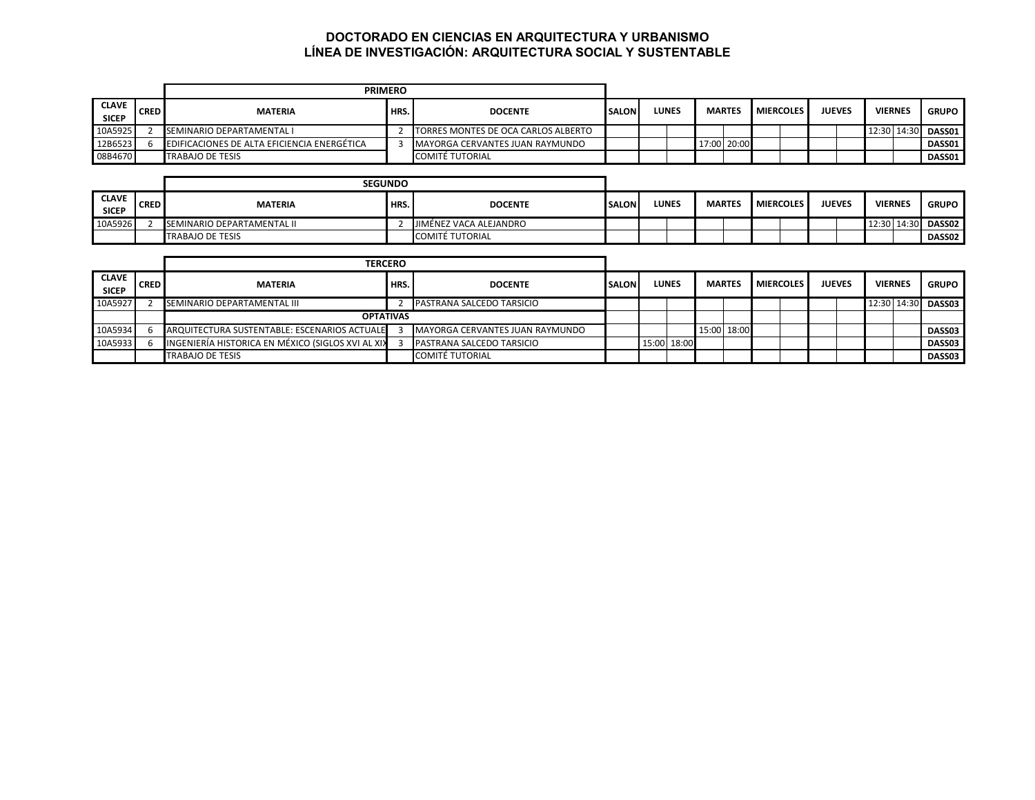# DOCTORADO EN CIENCIAS EN ARQUITECTURA Y URBANISMO
## LÍNEA DE INVESTIGACIÓN: ARQUITECTURA SOCIAL Y SUSTENTABLE

| | | PRIMERO | | | | | | | | | | | | | | |
|---|---|---|---|---|---|---|---|---|---|---|---|---|---|---|---|---|
| **CLAVE SICEP** | **CRED** | **MATERIA** | **HRS.** | **DOCENTE** | **SALON** | **LUNES** | | **MARTES** | | **MIERCOLES** | | **JUEVES** | | **VIERNES** | | **GRUPO** |
| 10A5925 | 2 | SEMINARIO DEPARTAMENTAL I | 2 | TORRES MONTES DE OCA CARLOS ALBERTO | | | | | | | | | | 12:30 | 14:30 | **DASS01** |
| 12B6523 | 6 | EDIFICACIONES DE ALTA EFICIENCIA ENERGÉTICA | 3 | MAYORGA CERVANTES JUAN RAYMUNDO | | | | 17:00 | 20:00 | | | | | | | **DASS01** |
| 08B4670 | | TRABAJO DE TESIS | | COMITÉ TUTORIAL | | | | | | | | | | | | **DASS01** |

| | | SEGUNDO | | | | | | | | | | | | | | |
|---|---|---|---|---|---|---|---|---|---|---|---|---|---|---|---|---|
| **CLAVE SICEP** | **CRED** | **MATERIA** | **HRS.** | **DOCENTE** | **SALON** | **LUNES** | | **MARTES** | | **MIERCOLES** | | **JUEVES** | | **VIERNES** | | **GRUPO** |
| 10A5926 | 2 | SEMINARIO DEPARTAMENTAL II | 2 | JIMÉNEZ VACA ALEJANDRO | | | | | | | | | | 12:30 | 14:30 | **DASS02** |
| | | TRABAJO DE TESIS | | COMITÉ TUTORIAL | | | | | | | | | | | | **DASS02** |

| | | TERCERO | | | | | | | | | | | | | | |
|---|---|---|---|---|---|---|---|---|---|---|---|---|---|---|---|---|
| **CLAVE SICEP** | **CRED** | **MATERIA** | **HRS.** | **DOCENTE** | **SALON** | **LUNES** | | **MARTES** | | **MIERCOLES** | | **JUEVES** | | **VIERNES** | | **GRUPO** |
| 10A5927 | 2 | SEMINARIO DEPARTAMENTAL III | 2 | PASTRANA SALCEDO TARSICIO | | | | | | | | | | 12:30 | 14:30 | **DASS03** |
| | | **OPTATIVAS** | | | | | | | | | | | | | | |
| 10A5934 | 6 | ARQUITECTURA SUSTENTABLE: ESCENARIOS ACTUALE | 3 | MAYORGA CERVANTES JUAN RAYMUNDO | | | | 15:00 | 18:00 | | | | | | | **DASS03** |
| 10A5933 | 6 | INGENIERÍA HISTORICA EN MÉXICO (SIGLOS XVI AL XIX | 3 | PASTRANA SALCEDO TARSICIO | | 15:00 | 18:00 | | | | | | | | | **DASS03** |
| | | TRABAJO DE TESIS | | COMITÉ TUTORIAL | | | | | | | | | | | | **DASS03** |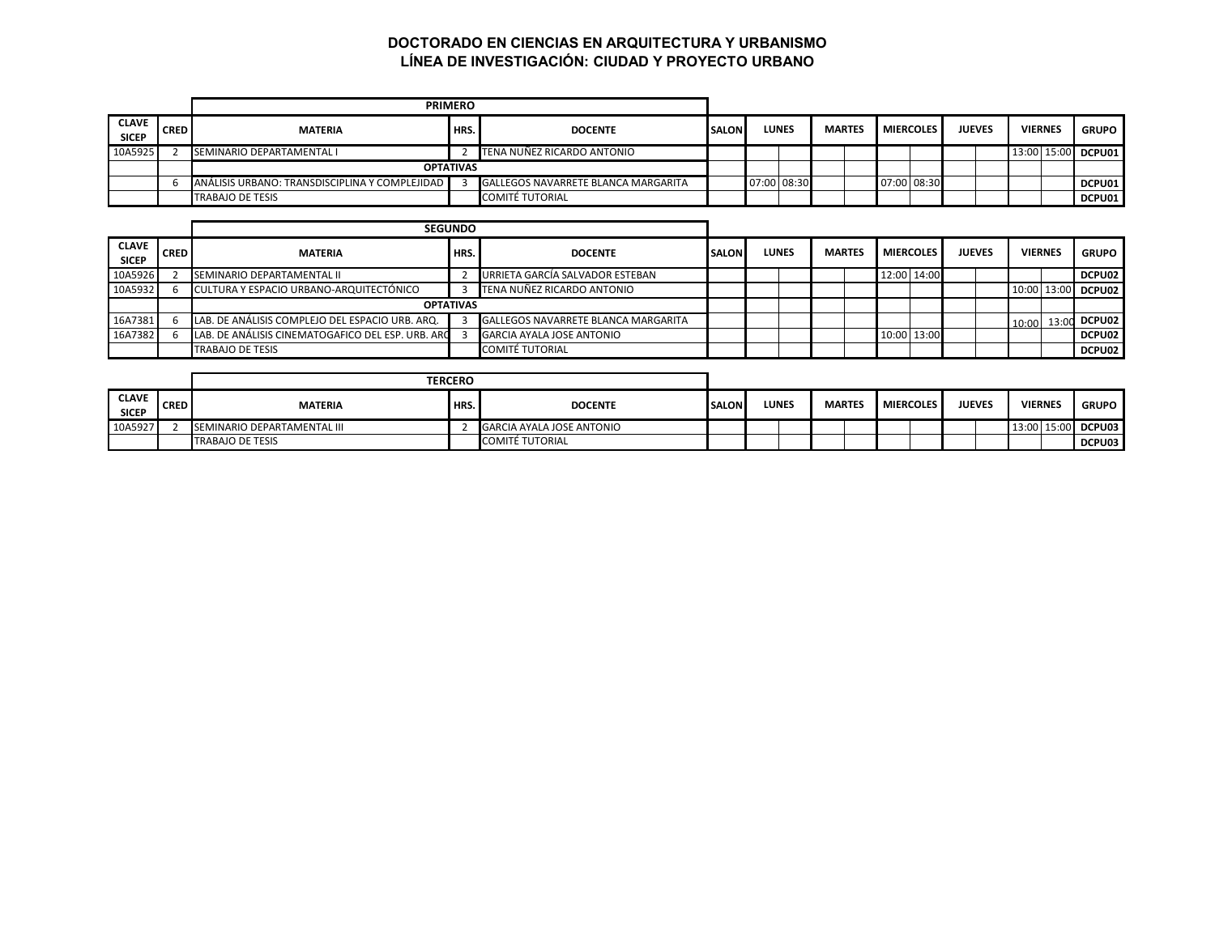# DOCTORADO EN CIENCIAS EN ARQUITECTURA Y URBANISMO
## LÍNEA DE INVESTIGACIÓN: CIUDAD Y PROYECTO URBANO

| CLAVE SICEP | CRED | MATERIA | HRS. | DOCENTE | SALON | LUNES | | MARTES | | MIERCOLES | | JUEVES | | VIERNES | | GRUPO |
|---|---|---|---|---|---|---|---|---|---|---|---|---|---|---|---|---|
| | | **PRIMERO** | | | | | | | | | | | | | | |
| 10A5925 | 2 | SEMINARIO DEPARTAMENTAL I | 2 | TENA NUÑEZ RICARDO ANTONIO | | | | | | | | | | 13:00 | 15:00 | DCPU01 |
| | | **OPTATIVAS** | | | | | | | | | | | | | | |
| | 6 | ANÁLISIS URBANO: TRANSDISCIPLINA Y COMPLEJIDAD | 3 | GALLEGOS NAVARRETE BLANCA MARGARITA | | 07:00 | 08:30 | | | 07:00 | 08:30 | | | | | DCPU01 |
| | | TRABAJO DE TESIS | | COMITÉ TUTORIAL | | | | | | | | | | | | DCPU01 |

| CLAVE SICEP | CRED | MATERIA | HRS. | DOCENTE | SALON | LUNES | | MARTES | | MIERCOLES | | JUEVES | | VIERNES | | GRUPO |
|---|---|---|---|---|---|---|---|---|---|---|---|---|---|---|---|---|
| | | **SEGUNDO** | | | | | | | | | | | | | | |
| 10A5926 | 2 | SEMINARIO DEPARTAMENTAL II | 2 | URRIETA GARCÍA SALVADOR ESTEBAN | | | | | | 12:00 | 14:00 | | | | | DCPU02 |
| 10A5932 | 6 | CULTURA Y ESPACIO URBANO-ARQUITECTÓNICO | 3 | TENA NUÑEZ RICARDO ANTONIO | | | | | | | | | | 10:00 | 13:00 | DCPU02 |
| | | **OPTATIVAS** | | | | | | | | | | | | | | |
| 16A7381 | 6 | LAB. DE ANÁLISIS COMPLEJO DEL ESPACIO URB. ARQ. | 3 | GALLEGOS NAVARRETE BLANCA MARGARITA | | | | | | | | | | 10:00 | 13:00 | DCPU02 |
| 16A7382 | 6 | LAB. DE ANÁLISIS CINEMATOGAFICO DEL ESP. URB. ARQ | 3 | GARCIA AYALA JOSE ANTONIO | | | | | | 10:00 | 13:00 | | | | | DCPU02 |
| | | TRABAJO DE TESIS | | COMITÉ TUTORIAL | | | | | | | | | | | | DCPU02 |

| CLAVE SICEP | CRED | MATERIA | HRS. | DOCENTE | SALON | LUNES | | MARTES | | MIERCOLES | | JUEVES | | VIERNES | | GRUPO |
|---|---|---|---|---|---|---|---|---|---|---|---|---|---|---|---|---|
| | | **TERCERO** | | | | | | | | | | | | | | |
| 10A5927 | 2 | SEMINARIO DEPARTAMENTAL III | 2 | GARCIA AYALA JOSE ANTONIO | | | | | | | | | | 13:00 | 15:00 | DCPU03 |
| | | TRABAJO DE TESIS | | COMITÉ TUTORIAL | | | | | | | | | | | | DCPU03 |